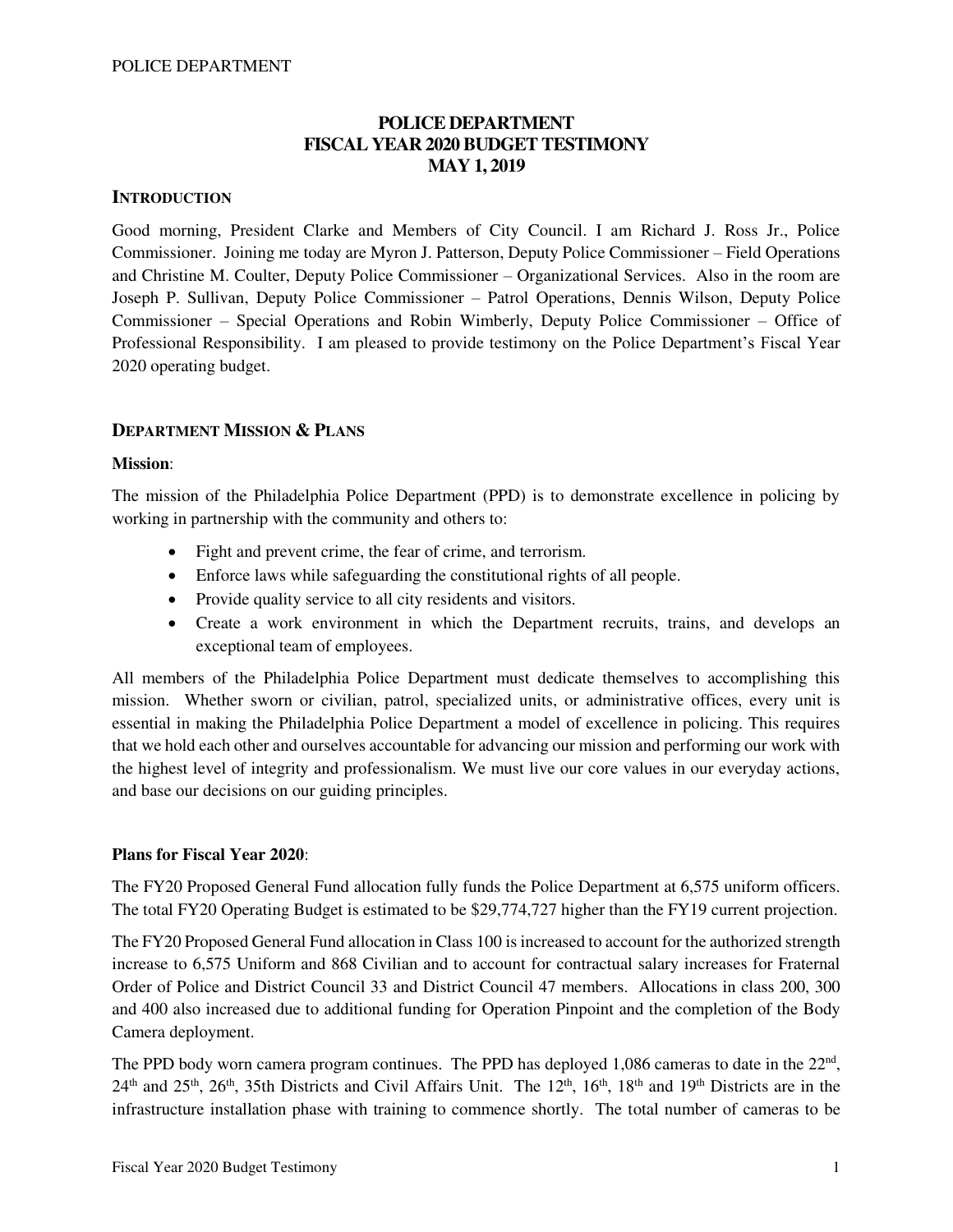# POLICE DEPARTMENT
# FISCAL YEAR 2020 BUDGET TESTIMONY
# MAY 1, 2019

## INTRODUCTION

Good morning, President Clarke and Members of City Council. I am Richard J. Ross Jr., Police Commissioner. Joining me today are Myron J. Patterson, Deputy Police Commissioner – Field Operations and Christine M. Coulter, Deputy Police Commissioner – Organizational Services. Also in the room are Joseph P. Sullivan, Deputy Police Commissioner – Patrol Operations, Dennis Wilson, Deputy Police Commissioner – Special Operations and Robin Wimberly, Deputy Police Commissioner – Office of Professional Responsibility. I am pleased to provide testimony on the Police Department's Fiscal Year 2020 operating budget.

## DEPARTMENT MISSION & PLANS

**Mission**:

The mission of the Philadelphia Police Department (PPD) is to demonstrate excellence in policing by working in partnership with the community and others to:

- Fight and prevent crime, the fear of crime, and terrorism.
- Enforce laws while safeguarding the constitutional rights of all people.
- Provide quality service to all city residents and visitors.
- Create a work environment in which the Department recruits, trains, and develops an exceptional team of employees.

All members of the Philadelphia Police Department must dedicate themselves to accomplishing this mission. Whether sworn or civilian, patrol, specialized units, or administrative offices, every unit is essential in making the Philadelphia Police Department a model of excellence in policing. This requires that we hold each other and ourselves accountable for advancing our mission and performing our work with the highest level of integrity and professionalism. We must live our core values in our everyday actions, and base our decisions on our guiding principles.

**Plans for Fiscal Year 2020**:

The FY20 Proposed General Fund allocation fully funds the Police Department at 6,575 uniform officers. The total FY20 Operating Budget is estimated to be $29,774,727 higher than the FY19 current projection.

The FY20 Proposed General Fund allocation in Class 100 is increased to account for the authorized strength increase to 6,575 Uniform and 868 Civilian and to account for contractual salary increases for Fraternal Order of Police and District Council 33 and District Council 47 members. Allocations in class 200, 300 and 400 also increased due to additional funding for Operation Pinpoint and the completion of the Body Camera deployment.

The PPD body worn camera program continues. The PPD has deployed 1,086 cameras to date in the 22nd, 24th and 25th, 26th, 35th Districts and Civil Affairs Unit. The 12th, 16th, 18th and 19th Districts are in the infrastructure installation phase with training to commence shortly. The total number of cameras to be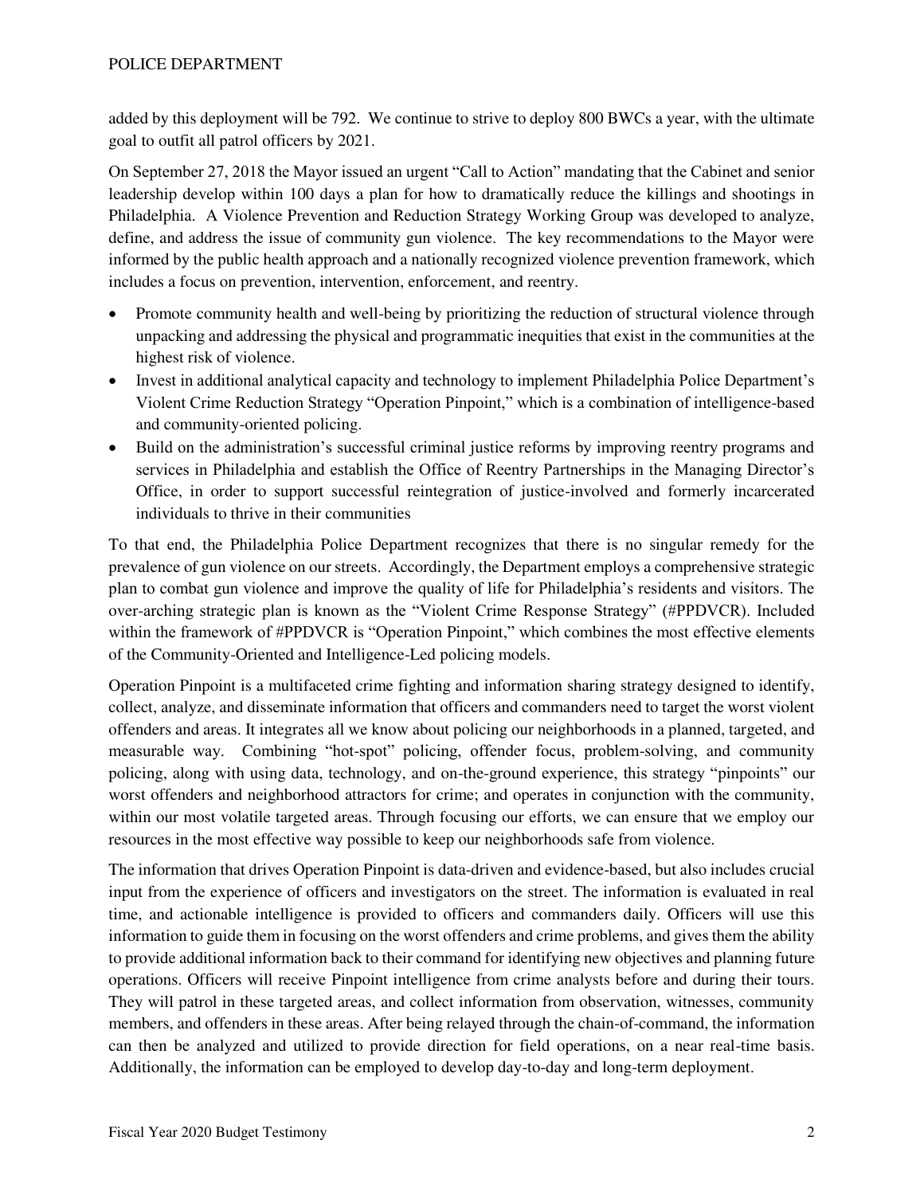added by this deployment will be 792. We continue to strive to deploy 800 BWCs a year, with the ultimate goal to outfit all patrol officers by 2021.

On September 27, 2018 the Mayor issued an urgent "Call to Action" mandating that the Cabinet and senior leadership develop within 100 days a plan for how to dramatically reduce the killings and shootings in Philadelphia. A Violence Prevention and Reduction Strategy Working Group was developed to analyze, define, and address the issue of community gun violence. The key recommendations to the Mayor were informed by the public health approach and a nationally recognized violence prevention framework, which includes a focus on prevention, intervention, enforcement, and reentry.

- Promote community health and well-being by prioritizing the reduction of structural violence through unpacking and addressing the physical and programmatic inequities that exist in the communities at the highest risk of violence.
- Invest in additional analytical capacity and technology to implement Philadelphia Police Department's Violent Crime Reduction Strategy "Operation Pinpoint," which is a combination of intelligence-based and community-oriented policing.
- Build on the administration's successful criminal justice reforms by improving reentry programs and services in Philadelphia and establish the Office of Reentry Partnerships in the Managing Director's Office, in order to support successful reintegration of justice-involved and formerly incarcerated individuals to thrive in their communities

To that end, the Philadelphia Police Department recognizes that there is no singular remedy for the prevalence of gun violence on our streets. Accordingly, the Department employs a comprehensive strategic plan to combat gun violence and improve the quality of life for Philadelphia's residents and visitors. The over-arching strategic plan is known as the "Violent Crime Response Strategy" (#PPDVCR). Included within the framework of #PPDVCR is "Operation Pinpoint," which combines the most effective elements of the Community-Oriented and Intelligence-Led policing models.

Operation Pinpoint is a multifaceted crime fighting and information sharing strategy designed to identify, collect, analyze, and disseminate information that officers and commanders need to target the worst violent offenders and areas. It integrates all we know about policing our neighborhoods in a planned, targeted, and measurable way. Combining "hot-spot" policing, offender focus, problem-solving, and community policing, along with using data, technology, and on-the-ground experience, this strategy "pinpoints" our worst offenders and neighborhood attractors for crime; and operates in conjunction with the community, within our most volatile targeted areas. Through focusing our efforts, we can ensure that we employ our resources in the most effective way possible to keep our neighborhoods safe from violence.

The information that drives Operation Pinpoint is data-driven and evidence-based, but also includes crucial input from the experience of officers and investigators on the street. The information is evaluated in real time, and actionable intelligence is provided to officers and commanders daily. Officers will use this information to guide them in focusing on the worst offenders and crime problems, and gives them the ability to provide additional information back to their command for identifying new objectives and planning future operations. Officers will receive Pinpoint intelligence from crime analysts before and during their tours. They will patrol in these targeted areas, and collect information from observation, witnesses, community members, and offenders in these areas. After being relayed through the chain-of-command, the information can then be analyzed and utilized to provide direction for field operations, on a near real-time basis. Additionally, the information can be employed to develop day-to-day and long-term deployment.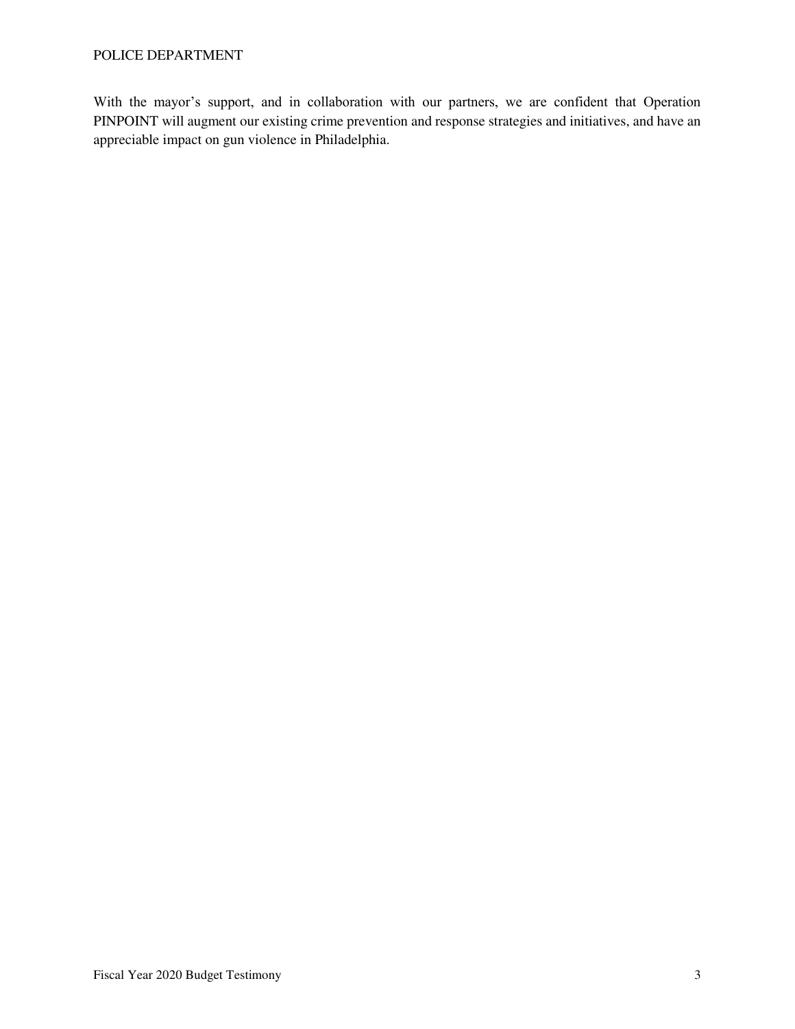With the mayor’s support, and in collaboration with our partners, we are confident that Operation PINPOINT will augment our existing crime prevention and response strategies and initiatives, and have an appreciable impact on gun violence in Philadelphia.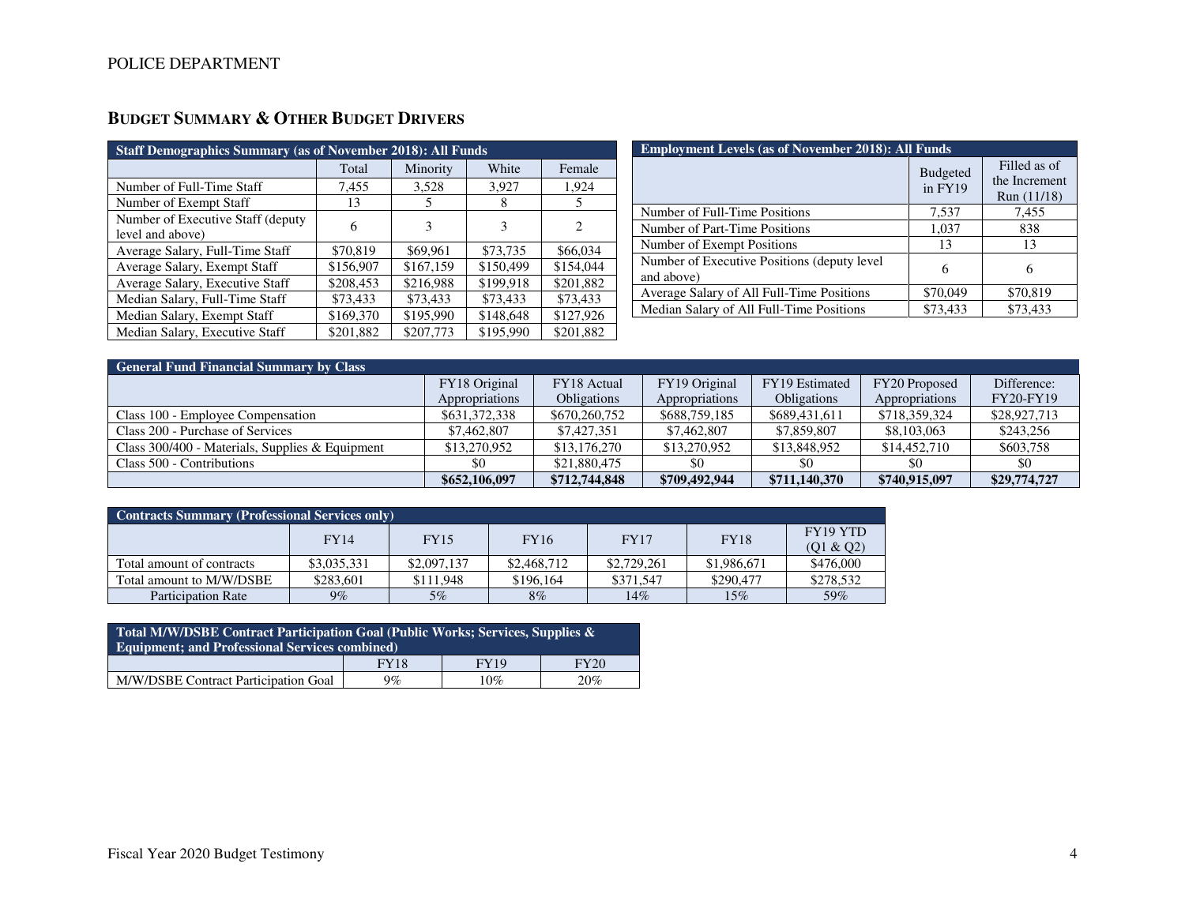## BUDGET SUMMARY & OTHER BUDGET DRIVERS

| Staff Demographics Summary (as of November 2018): All Funds | | | | |
|---|---|---|---|---|
| | Total | Minority | White | Female |
| Number of Full-Time Staff | 7,455 | 3,528 | 3,927 | 1,924 |
| Number of Exempt Staff | 13 | 5 | 8 | 5 |
| Number of Executive Staff (deputy level and above) | 6 | 3 | 3 | 2 |
| Average Salary, Full-Time Staff | $70,819 | $69,961 | $73,735 | $66,034 |
| Average Salary, Exempt Staff | $156,907 | $167,159 | $150,499 | $154,044 |
| Average Salary, Executive Staff | $208,453 | $216,988 | $199,918 | $201,882 |
| Median Salary, Full-Time Staff | $73,433 | $73,433 | $73,433 | $73,433 |
| Median Salary, Exempt Staff | $169,370 | $195,990 | $148,648 | $127,926 |
| Median Salary, Executive Staff | $201,882 | $207,773 | $195,990 | $201,882 |

| Employment Levels (as of November 2018): All Funds | | |
|---|---|---|
| | Budgeted in FY19 | Filled as of the Increment Run (11/18) |
| Number of Full-Time Positions | 7,537 | 7,455 |
| Number of Part-Time Positions | 1,037 | 838 |
| Number of Exempt Positions | 13 | 13 |
| Number of Executive Positions (deputy level and above) | 6 | 6 |
| Average Salary of All Full-Time Positions | $70,049 | $70,819 |
| Median Salary of All Full-Time Positions | $73,433 | $73,433 |

| General Fund Financial Summary by Class | | | | | | |
|---|---|---|---|---|---|---|
| | FY18 Original Appropriations | FY18 Actual Obligations | FY19 Original Appropriations | FY19 Estimated Obligations | FY20 Proposed Appropriations | Difference: FY20-FY19 |
| Class 100 - Employee Compensation | $631,372,338 | $670,260,752 | $688,759,185 | $689,431,611 | $718,359,324 | $28,927,713 |
| Class 200 - Purchase of Services | $7,462,807 | $7,427,351 | $7,462,807 | $7,859,807 | $8,103,063 | $243,256 |
| Class 300/400 - Materials, Supplies & Equipment | $13,270,952 | $13,176,270 | $13,270,952 | $13,848,952 | $14,452,710 | $603,758 |
| Class 500 - Contributions | $0 | $21,880,475 | $0 | $0 | $0 | $0 |
| | **$652,106,097** | **$712,744,848** | **$709,492,944** | **$711,140,370** | **$740,915,097** | **$29,774,727** |

| Contracts Summary (Professional Services only) | | | | | | |
|---|---|---|---|---|---|---|
| | FY14 | FY15 | FY16 | FY17 | FY18 | FY19 YTD (Q1 & Q2) |
| Total amount of contracts | $3,035,331 | $2,097,137 | $2,468,712 | $2,729,261 | $1,986,671 | $476,000 |
| Total amount to M/W/DSBE | $283,601 | $111,948 | $196,164 | $371,547 | $290,477 | $278,532 |
| Participation Rate | 9% | 5% | 8% | 14% | 15% | 59% |

| Total M/W/DSBE Contract Participation Goal (Public Works; Services, Supplies & Equipment; and Professional Services combined) | | | |
|---|---|---|---|
| | FY18 | FY19 | FY20 |
| M/W/DSBE Contract Participation Goal | 9% | 10% | 20% |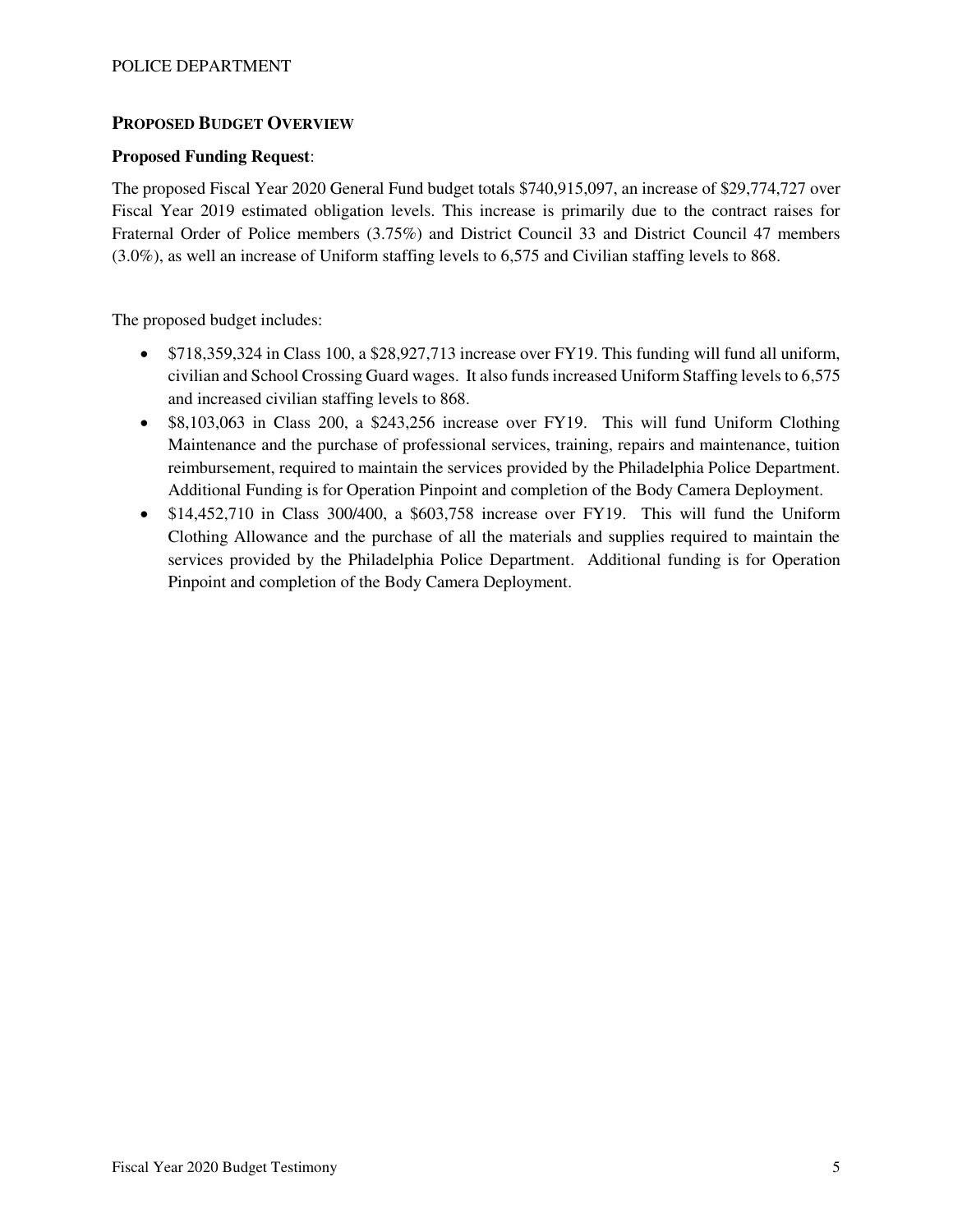## PROPOSED BUDGET OVERVIEW

**Proposed Funding Request**:

The proposed Fiscal Year 2020 General Fund budget totals $740,915,097, an increase of $29,774,727 over Fiscal Year 2019 estimated obligation levels. This increase is primarily due to the contract raises for Fraternal Order of Police members (3.75%) and District Council 33 and District Council 47 members (3.0%), as well an increase of Uniform staffing levels to 6,575 and Civilian staffing levels to 868.

The proposed budget includes:

- $718,359,324 in Class 100, a $28,927,713 increase over FY19. This funding will fund all uniform, civilian and School Crossing Guard wages. It also funds increased Uniform Staffing levels to 6,575 and increased civilian staffing levels to 868.
- $8,103,063 in Class 200, a $243,256 increase over FY19. This will fund Uniform Clothing Maintenance and the purchase of professional services, training, repairs and maintenance, tuition reimbursement, required to maintain the services provided by the Philadelphia Police Department. Additional Funding is for Operation Pinpoint and completion of the Body Camera Deployment.
- $14,452,710 in Class 300/400, a $603,758 increase over FY19. This will fund the Uniform Clothing Allowance and the purchase of all the materials and supplies required to maintain the services provided by the Philadelphia Police Department. Additional funding is for Operation Pinpoint and completion of the Body Camera Deployment.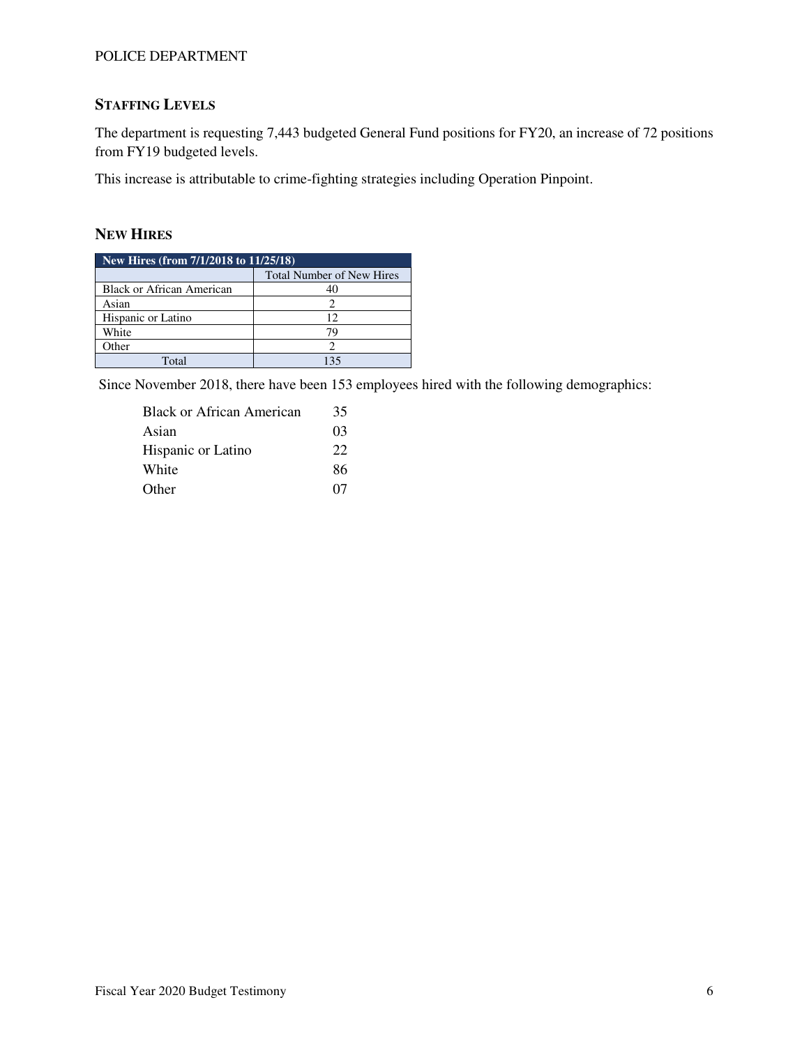### Staffing Levels

The department is requesting 7,443 budgeted General Fund positions for FY20, an increase of 72 positions from FY19 budgeted levels.

This increase is attributable to crime-fighting strategies including Operation Pinpoint.

### New Hires

| New Hires (from 7/1/2018 to 11/25/18) | |
|---|---|
| | Total Number of New Hires |
| Black or African American | 40 |
| Asian | 2 |
| Hispanic or Latino | 12 |
| White | 79 |
| Other | 2 |
| Total | 135 |

Since November 2018, there have been 153 employees hired with the following demographics:

| | |
|---|---|
| Black or African American | 35 |
| Asian | 03 |
| Hispanic or Latino | 22 |
| White | 86 |
| Other | 07 |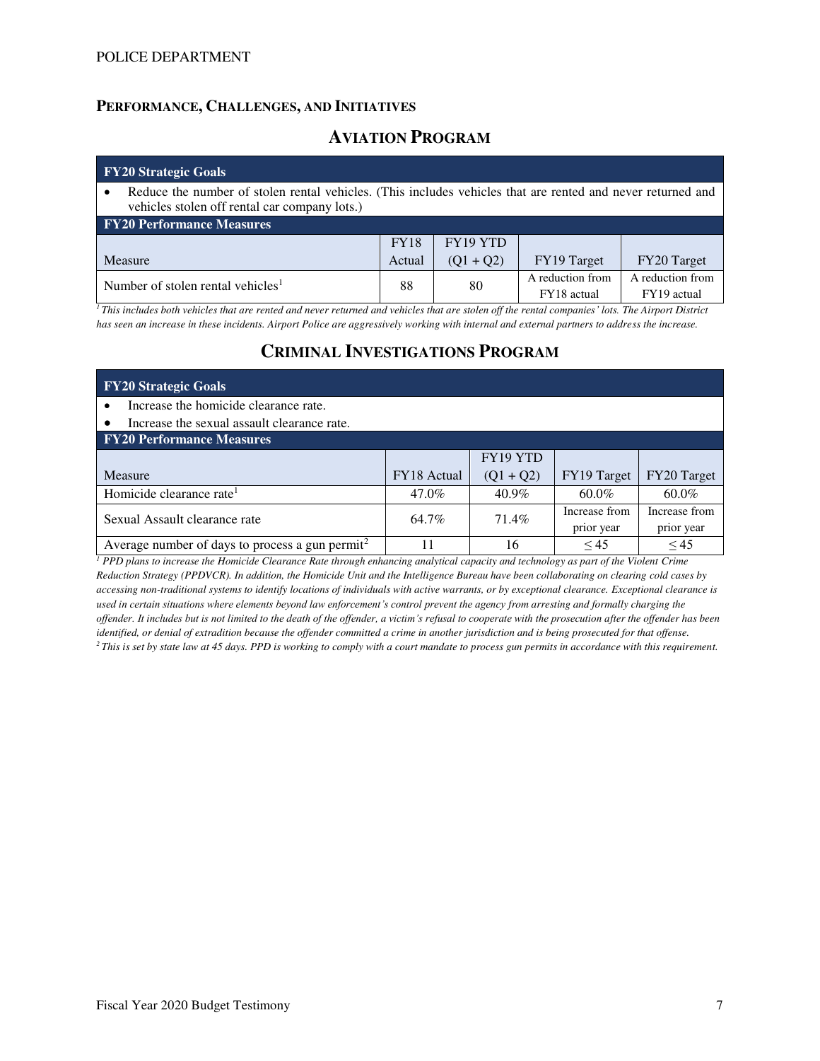## PERFORMANCE, CHALLENGES, AND INITIATIVES

### AVIATION PROGRAM

**FY20 Strategic Goals**

- Reduce the number of stolen rental vehicles. (This includes vehicles that are rented and never returned and vehicles stolen off rental car company lots.)

**FY20 Performance Measures**

| Measure | FY18 Actual | FY19 YTD (Q1 + Q2) | FY19 Target | FY20 Target |
|---|---|---|---|---|
| Number of stolen rental vehicles[1] | 88 | 80 | A reduction from FY18 actual | A reduction from FY19 actual |

*[1] This includes both vehicles that are rented and never returned and vehicles that are stolen off the rental companies' lots. The Airport District has seen an increase in these incidents. Airport Police are aggressively working with internal and external partners to address the increase.*

### CRIMINAL INVESTIGATIONS PROGRAM

**FY20 Strategic Goals**

- Increase the homicide clearance rate.
- Increase the sexual assault clearance rate.

**FY20 Performance Measures**

| Measure | FY18 Actual | FY19 YTD (Q1 + Q2) | FY19 Target | FY20 Target |
|---|---|---|---|---|
| Homicide clearance rate[1] | 47.0% | 40.9% | 60.0% | 60.0% |
| Sexual Assault clearance rate | 64.7% | 71.4% | Increase from prior year | Increase from prior year |
| Average number of days to process a gun permit[2] | 11 | 16 | ≤ 45 | ≤ 45 |

*[1] PPD plans to increase the Homicide Clearance Rate through enhancing analytical capacity and technology as part of the Violent Crime Reduction Strategy (PPDVCR). In addition, the Homicide Unit and the Intelligence Bureau have been collaborating on clearing cold cases by accessing non-traditional systems to identify locations of individuals with active warrants, or by exceptional clearance. Exceptional clearance is used in certain situations where elements beyond law enforcement's control prevent the agency from arresting and formally charging the offender. It includes but is not limited to the death of the offender, a victim's refusal to cooperate with the prosecution after the offender has been identified, or denial of extradition because the offender committed a crime in another jurisdiction and is being prosecuted for that offense.*

*[2] This is set by state law at 45 days. PPD is working to comply with a court mandate to process gun permits in accordance with this requirement.*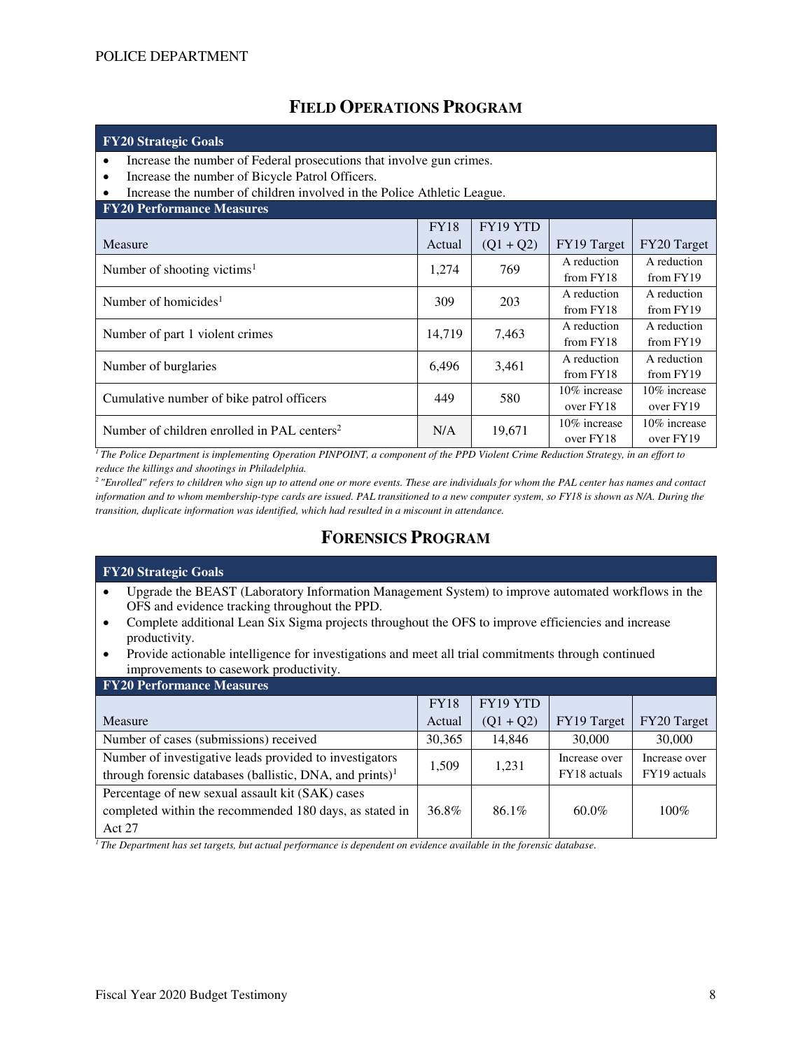## FIELD OPERATIONS PROGRAM

**FY20 Strategic Goals**

- Increase the number of Federal prosecutions that involve gun crimes.
- Increase the number of Bicycle Patrol Officers.
- Increase the number of children involved in the Police Athletic League.

**FY20 Performance Measures**

| Measure | FY18 Actual | FY19 YTD (Q1 + Q2) | FY19 Target | FY20 Target |
|---|---|---|---|---|
| Number of shooting victims[1] | 1,274 | 769 | A reduction from FY18 | A reduction from FY19 |
| Number of homicides[1] | 309 | 203 | A reduction from FY18 | A reduction from FY19 |
| Number of part 1 violent crimes | 14,719 | 7,463 | A reduction from FY18 | A reduction from FY19 |
| Number of burglaries | 6,496 | 3,461 | A reduction from FY18 | A reduction from FY19 |
| Cumulative number of bike patrol officers | 449 | 580 | 10% increase over FY18 | 10% increase over FY19 |
| Number of children enrolled in PAL centers[2] | N/A | 19,671 | 10% increase over FY18 | 10% increase over FY19 |

*[1] The Police Department is implementing Operation PINPOINT, a component of the PPD Violent Crime Reduction Strategy, in an effort to reduce the killings and shootings in Philadelphia.*

*[2] "Enrolled" refers to children who sign up to attend one or more events. These are individuals for whom the PAL center has names and contact information and to whom membership-type cards are issued. PAL transitioned to a new computer system, so FY18 is shown as N/A. During the transition, duplicate information was identified, which had resulted in a miscount in attendance.*

## FORENSICS PROGRAM

**FY20 Strategic Goals**

- Upgrade the BEAST (Laboratory Information Management System) to improve automated workflows in the OFS and evidence tracking throughout the PPD.
- Complete additional Lean Six Sigma projects throughout the OFS to improve efficiencies and increase productivity.
- Provide actionable intelligence for investigations and meet all trial commitments through continued improvements to casework productivity.

**FY20 Performance Measures**

| Measure | FY18 Actual | FY19 YTD (Q1 + Q2) | FY19 Target | FY20 Target |
|---|---|---|---|---|
| Number of cases (submissions) received | 30,365 | 14,846 | 30,000 | 30,000 |
| Number of investigative leads provided to investigators through forensic databases (ballistic, DNA, and prints)[1] | 1,509 | 1,231 | Increase over FY18 actuals | Increase over FY19 actuals |
| Percentage of new sexual assault kit (SAK) cases completed within the recommended 180 days, as stated in Act 27 | 36.8% | 86.1% | 60.0% | 100% |

*[1] The Department has set targets, but actual performance is dependent on evidence available in the forensic database.*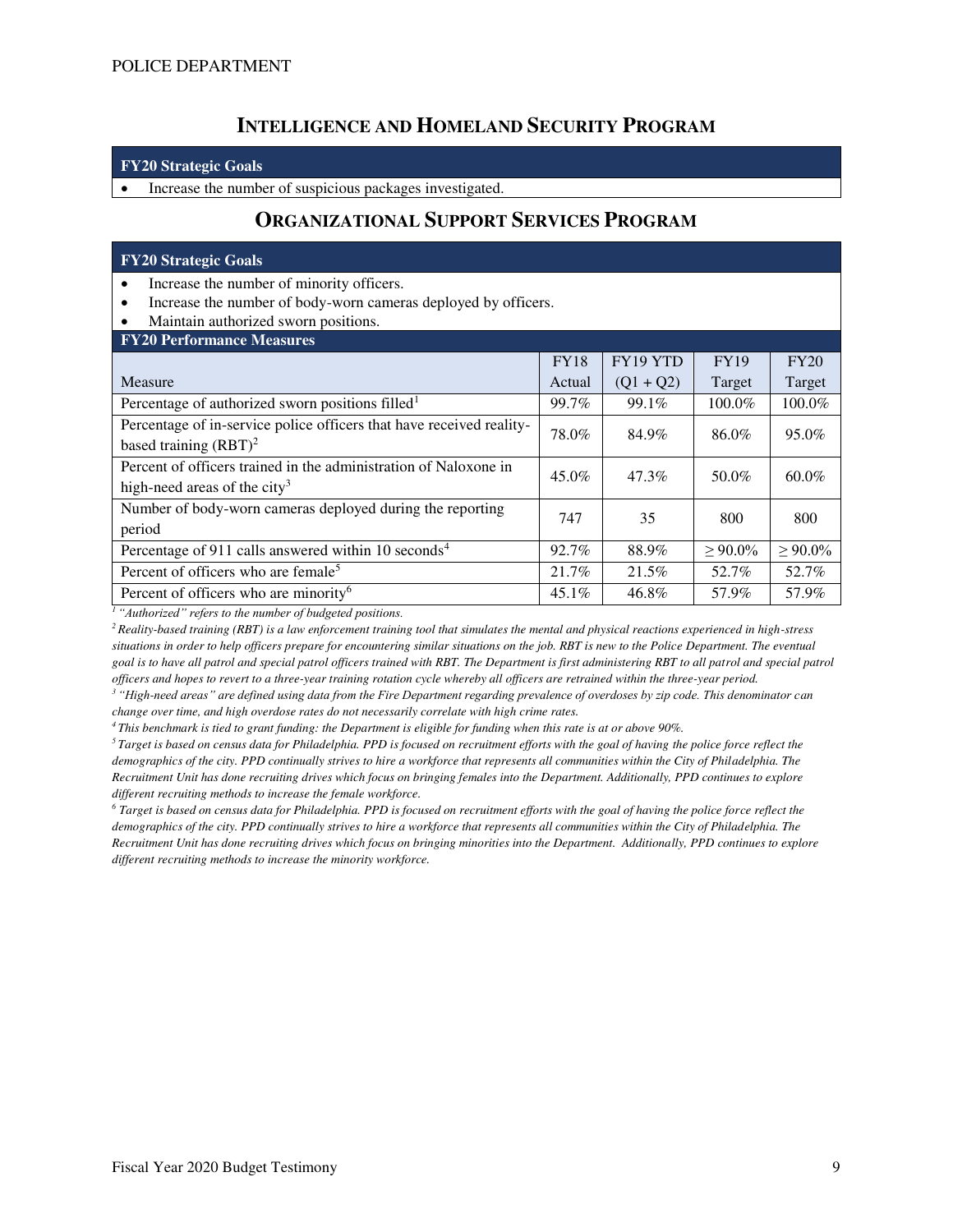## INTELLIGENCE AND HOMELAND SECURITY PROGRAM

**FY20 Strategic Goals**

- Increase the number of suspicious packages investigated.

## ORGANIZATIONAL SUPPORT SERVICES PROGRAM

**FY20 Strategic Goals**

- Increase the number of minority officers.
- Increase the number of body-worn cameras deployed by officers.
- Maintain authorized sworn positions.

**FY20 Performance Measures**

| Measure | FY18 Actual | FY19 YTD (Q1 + Q2) | FY19 Target | FY20 Target |
|---|---|---|---|---|
| Percentage of authorized sworn positions filled[1] | 99.7% | 99.1% | 100.0% | 100.0% |
| Percentage of in-service police officers that have received reality-based training (RBT)[2] | 78.0% | 84.9% | 86.0% | 95.0% |
| Percent of officers trained in the administration of Naloxone in high-need areas of the city[3] | 45.0% | 47.3% | 50.0% | 60.0% |
| Number of body-worn cameras deployed during the reporting period | 747 | 35 | 800 | 800 |
| Percentage of 911 calls answered within 10 seconds[4] | 92.7% | 88.9% | ≥ 90.0% | ≥ 90.0% |
| Percent of officers who are female[5] | 21.7% | 21.5% | 52.7% | 52.7% |
| Percent of officers who are minority[6] | 45.1% | 46.8% | 57.9% | 57.9% |

*[1] "Authorized" refers to the number of budgeted positions.*

*[2] Reality-based training (RBT) is a law enforcement training tool that simulates the mental and physical reactions experienced in high-stress situations in order to help officers prepare for encountering similar situations on the job. RBT is new to the Police Department. The eventual goal is to have all patrol and special patrol officers trained with RBT. The Department is first administering RBT to all patrol and special patrol officers and hopes to revert to a three-year training rotation cycle whereby all officers are retrained within the three-year period.*

*[3] "High-need areas" are defined using data from the Fire Department regarding prevalence of overdoses by zip code. This denominator can change over time, and high overdose rates do not necessarily correlate with high crime rates.*

*[4] This benchmark is tied to grant funding: the Department is eligible for funding when this rate is at or above 90%.*

*[5] Target is based on census data for Philadelphia. PPD is focused on recruitment efforts with the goal of having the police force reflect the demographics of the city. PPD continually strives to hire a workforce that represents all communities within the City of Philadelphia. The Recruitment Unit has done recruiting drives which focus on bringing females into the Department. Additionally, PPD continues to explore different recruiting methods to increase the female workforce.*

*[6] Target is based on census data for Philadelphia. PPD is focused on recruitment efforts with the goal of having the police force reflect the demographics of the city. PPD continually strives to hire a workforce that represents all communities within the City of Philadelphia. The Recruitment Unit has done recruiting drives which focus on bringing minorities into the Department. Additionally, PPD continues to explore different recruiting methods to increase the minority workforce.*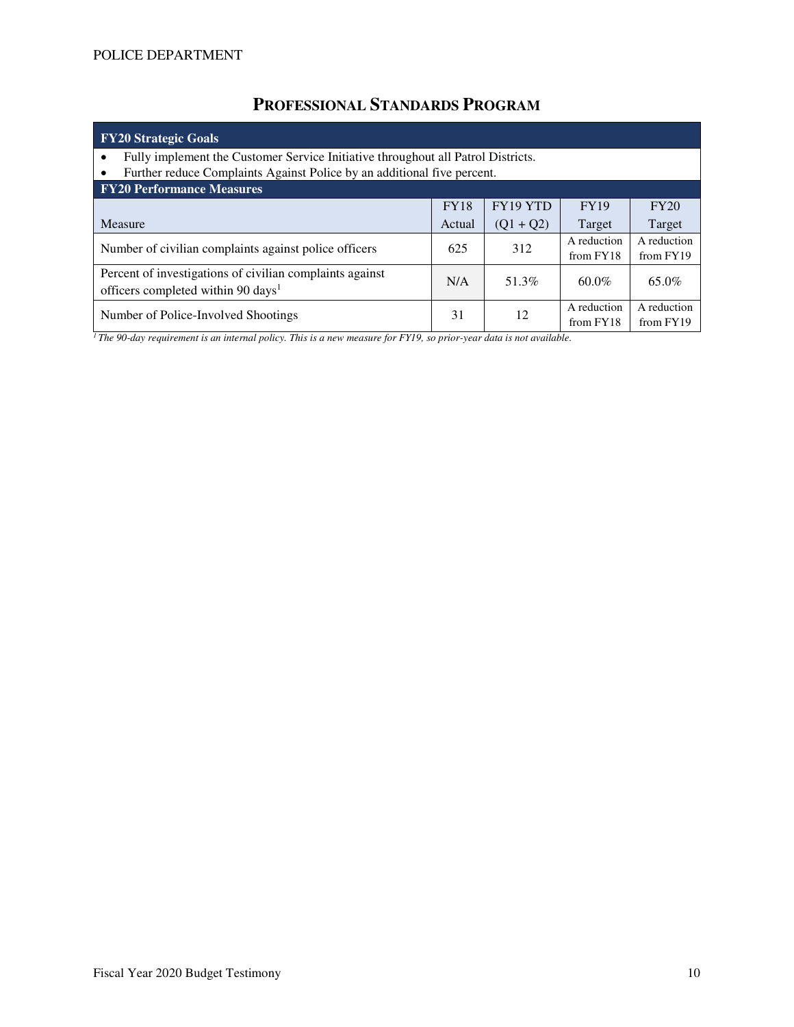# PROFESSIONAL STANDARDS PROGRAM

| **FY20 Strategic Goals** | | | | |
|---|---|---|---|---|
| • Fully implement the Customer Service Initiative throughout all Patrol Districts.<br>• Further reduce Complaints Against Police by an additional five percent. | | | | |
| **FY20 Performance Measures** | | | | |
| Measure | FY18 Actual | FY19 YTD (Q1 + Q2) | FY19 Target | FY20 Target |
| Number of civilian complaints against police officers | 625 | 312 | A reduction from FY18 | A reduction from FY19 |
| Percent of investigations of civilian complaints against officers completed within 90 days[1] | N/A | 51.3% | 60.0% | 65.0% |
| Number of Police-Involved Shootings | 31 | 12 | A reduction from FY18 | A reduction from FY19 |

*[1] The 90-day requirement is an internal policy. This is a new measure for FY19, so prior-year data is not available.*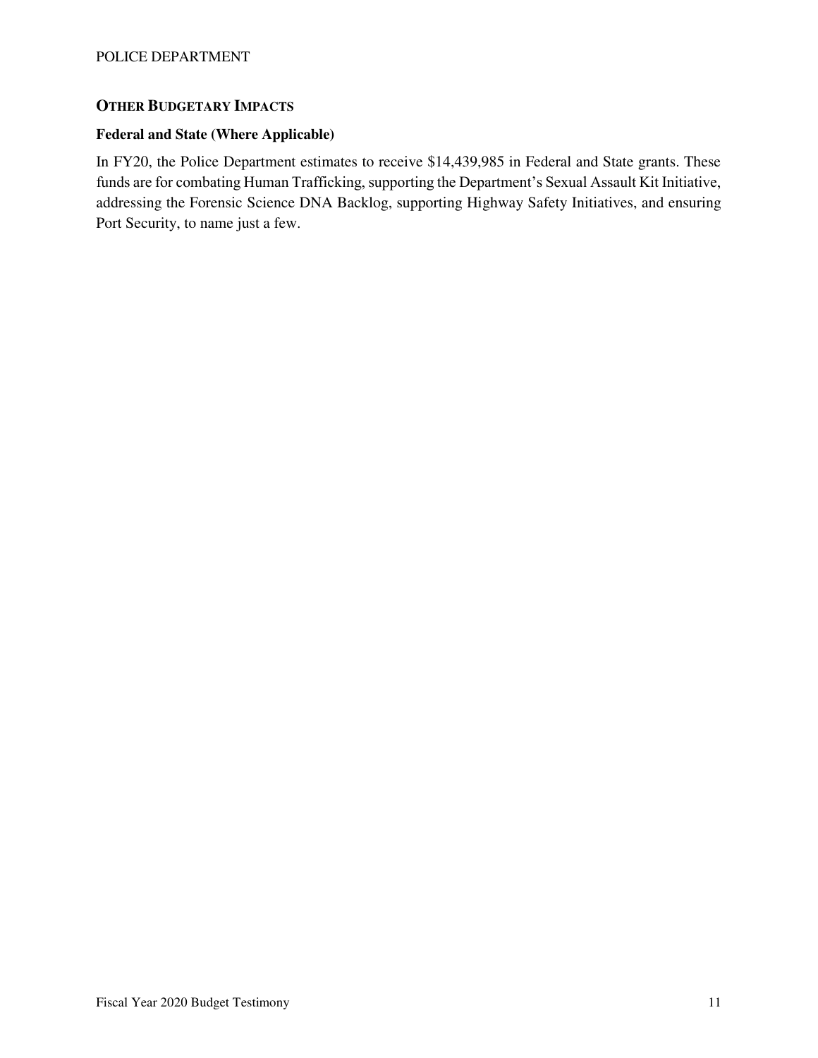## Other Budgetary Impacts

### Federal and State (Where Applicable)

In FY20, the Police Department estimates to receive $14,439,985 in Federal and State grants. These funds are for combating Human Trafficking, supporting the Department's Sexual Assault Kit Initiative, addressing the Forensic Science DNA Backlog, supporting Highway Safety Initiatives, and ensuring Port Security, to name just a few.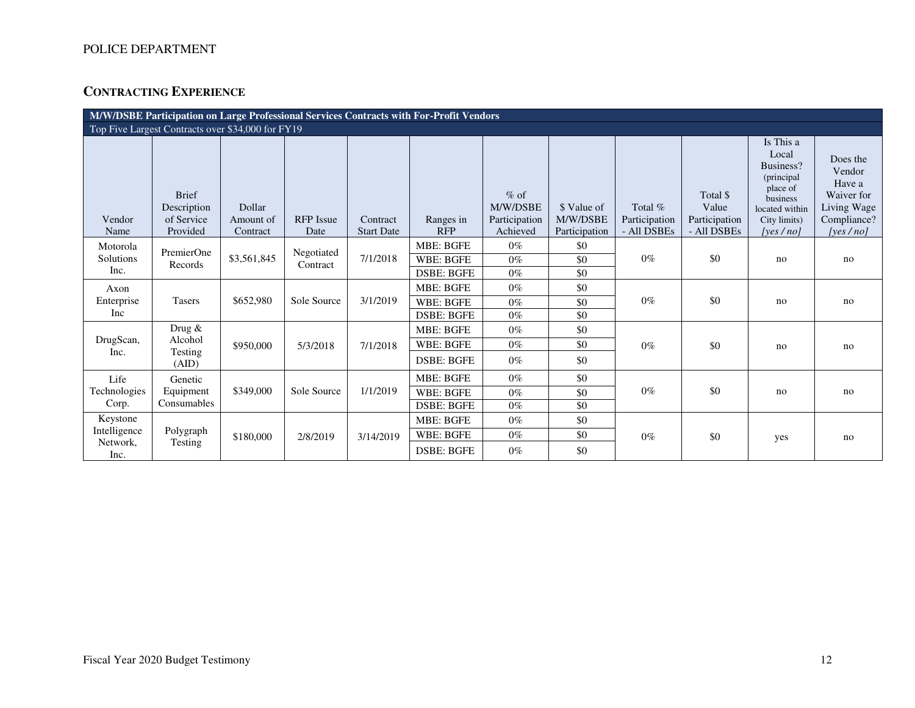POLICE DEPARTMENT

## CONTRACTING EXPERIENCE

| M/W/DSBE Participation on Large Professional Services Contracts with For-Profit Vendors | | | | | | | | | | | |
|---|---|---|---|---|---|---|---|---|---|---|---|
| Top Five Largest Contracts over $34,000 for FY19 | | | | | | | | | | | |
| Vendor Name | Brief Description of Service Provided | Dollar Amount of Contract | RFP Issue Date | Contract Start Date | Ranges in RFP | % of M/W/DSBE Participation Achieved | $ Value of M/W/DSBE Participation | Total % Participation - All DSBEs | Total $ Value Participation - All DSBEs | Is This a Local Business? (principal place of business located within City limits) *[yes / no]* | Does the Vendor Have a Waiver for Living Wage Compliance? *[yes / no]* |
| Motorola Solutions Inc. | PremierOne Records | $3,561,845 | Negotiated Contract | 7/1/2018 | MBE: BGFE | 0% | $0 | 0% | $0 | no | no |
| | | | | | WBE: BGFE | 0% | $0 | | | | |
| | | | | | DSBE: BGFE | 0% | $0 | | | | |
| Axon Enterprise Inc | Tasers | $652,980 | Sole Source | 3/1/2019 | MBE: BGFE | 0% | $0 | 0% | $0 | no | no |
| | | | | | WBE: BGFE | 0% | $0 | | | | |
| | | | | | DSBE: BGFE | 0% | $0 | | | | |
| DrugScan, Inc. | Drug & Alcohol Testing (AID) | $950,000 | 5/3/2018 | 7/1/2018 | MBE: BGFE | 0% | $0 | 0% | $0 | no | no |
| | | | | | WBE: BGFE | 0% | $0 | | | | |
| | | | | | DSBE: BGFE | 0% | $0 | | | | |
| Life Technologies Corp. | Genetic Equipment Consumables | $349,000 | Sole Source | 1/1/2019 | MBE: BGFE | 0% | $0 | 0% | $0 | no | no |
| | | | | | WBE: BGFE | 0% | $0 | | | | |
| | | | | | DSBE: BGFE | 0% | $0 | | | | |
| Keystone Intelligence Network, Inc. | Polygraph Testing | $180,000 | 2/8/2019 | 3/14/2019 | MBE: BGFE | 0% | $0 | 0% | $0 | yes | no |
| | | | | | WBE: BGFE | 0% | $0 | | | | |
| | | | | | DSBE: BGFE | 0% | $0 | | | | |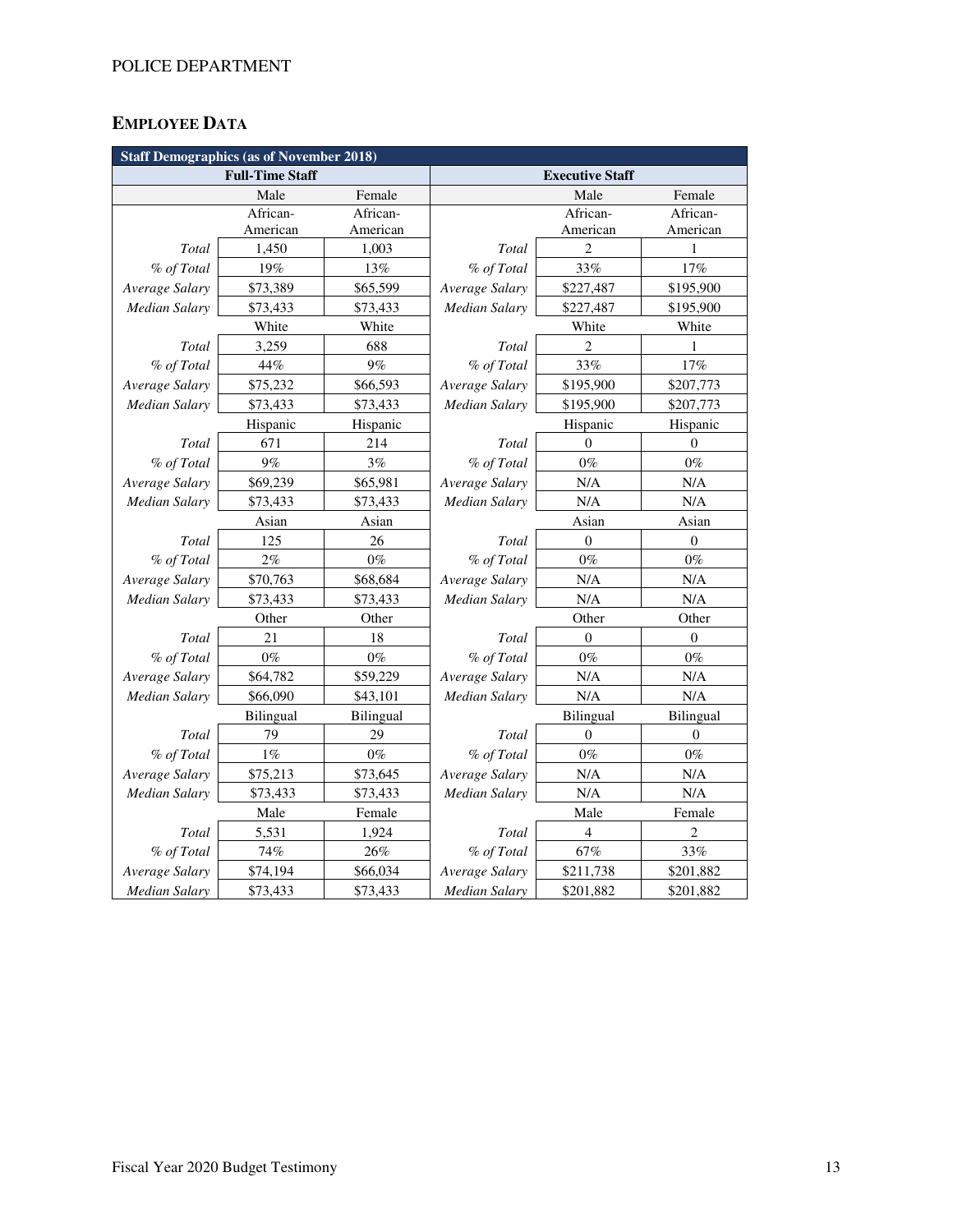## EMPLOYEE DATA

| Staff Demographics (as of November 2018) | | | | | |
|---|---|---|---|---|---|
| Full-Time Staff | | | Executive Staff | | |
| | Male | Female | | Male | Female |
| | African-American | African-American | | African-American | African-American |
| *Total* | 1,450 | 1,003 | *Total* | 2 | 1 |
| *% of Total* | 19% | 13% | *% of Total* | 33% | 17% |
| *Average Salary* | $73,389 | $65,599 | *Average Salary* | $227,487 | $195,900 |
| *Median Salary* | $73,433 | $73,433 | *Median Salary* | $227,487 | $195,900 |
| | White | White | | White | White |
| *Total* | 3,259 | 688 | *Total* | 2 | 1 |
| *% of Total* | 44% | 9% | *% of Total* | 33% | 17% |
| *Average Salary* | $75,232 | $66,593 | *Average Salary* | $195,900 | $207,773 |
| *Median Salary* | $73,433 | $73,433 | *Median Salary* | $195,900 | $207,773 |
| | Hispanic | Hispanic | | Hispanic | Hispanic |
| *Total* | 671 | 214 | *Total* | 0 | 0 |
| *% of Total* | 9% | 3% | *% of Total* | 0% | 0% |
| *Average Salary* | $69,239 | $65,981 | *Average Salary* | N/A | N/A |
| *Median Salary* | $73,433 | $73,433 | *Median Salary* | N/A | N/A |
| | Asian | Asian | | Asian | Asian |
| *Total* | 125 | 26 | *Total* | 0 | 0 |
| *% of Total* | 2% | 0% | *% of Total* | 0% | 0% |
| *Average Salary* | $70,763 | $68,684 | *Average Salary* | N/A | N/A |
| *Median Salary* | $73,433 | $73,433 | *Median Salary* | N/A | N/A |
| | Other | Other | | Other | Other |
| *Total* | 21 | 18 | *Total* | 0 | 0 |
| *% of Total* | 0% | 0% | *% of Total* | 0% | 0% |
| *Average Salary* | $64,782 | $59,229 | *Average Salary* | N/A | N/A |
| *Median Salary* | $66,090 | $43,101 | *Median Salary* | N/A | N/A |
| | Bilingual | Bilingual | | Bilingual | Bilingual |
| *Total* | 79 | 29 | *Total* | 0 | 0 |
| *% of Total* | 1% | 0% | *% of Total* | 0% | 0% |
| *Average Salary* | $75,213 | $73,645 | *Average Salary* | N/A | N/A |
| *Median Salary* | $73,433 | $73,433 | *Median Salary* | N/A | N/A |
| | Male | Female | | Male | Female |
| *Total* | 5,531 | 1,924 | *Total* | 4 | 2 |
| *% of Total* | 74% | 26% | *% of Total* | 67% | 33% |
| *Average Salary* | $74,194 | $66,034 | *Average Salary* | $211,738 | $201,882 |
| *Median Salary* | $73,433 | $73,433 | *Median Salary* | $201,882 | $201,882 |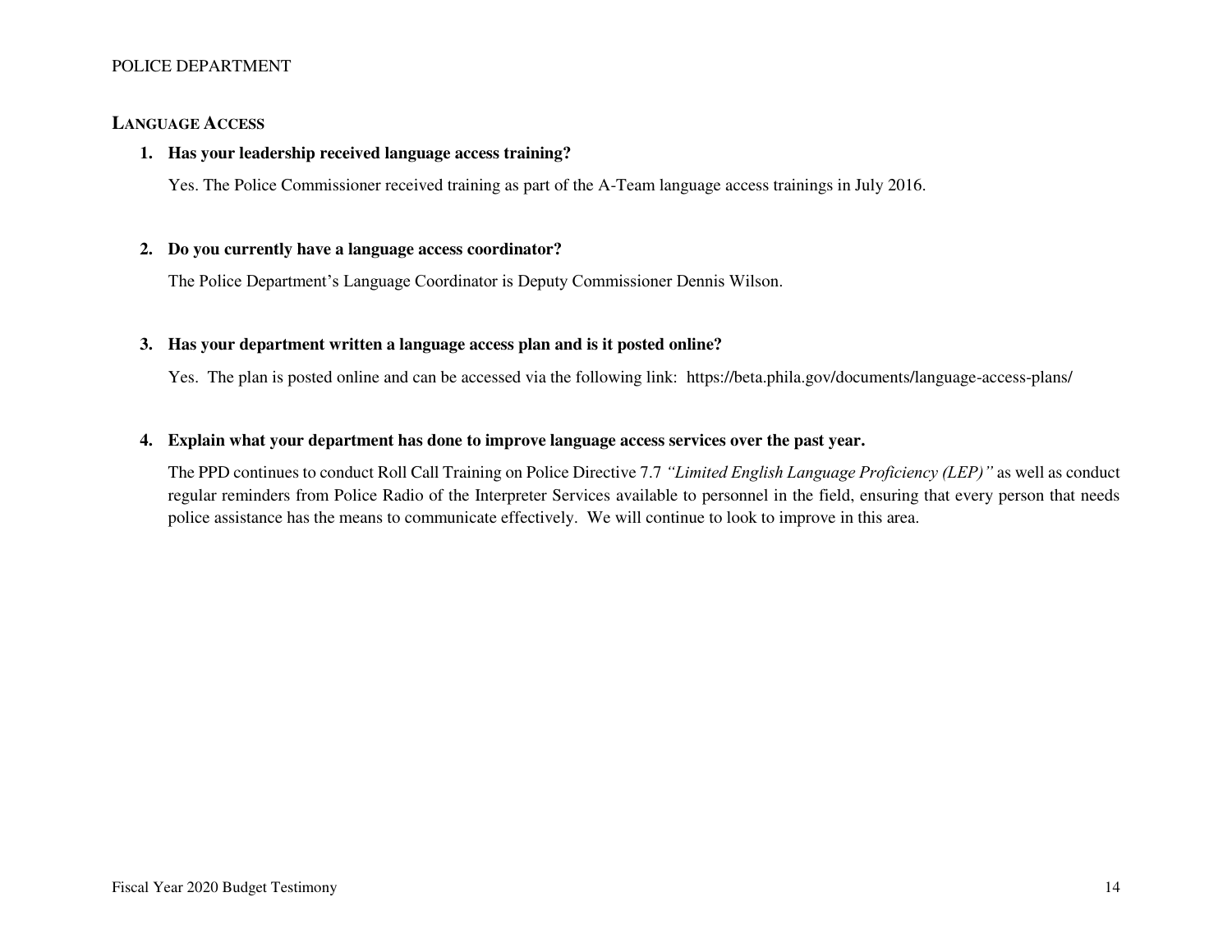## Language Access

1. **Has your leadership received language access training?**

   Yes. The Police Commissioner received training as part of the A-Team language access trainings in July 2016.

2. **Do you currently have a language access coordinator?**

   The Police Department's Language Coordinator is Deputy Commissioner Dennis Wilson.

3. **Has your department written a language access plan and is it posted online?**

   Yes. The plan is posted online and can be accessed via the following link: https://beta.phila.gov/documents/language-access-plans/

4. **Explain what your department has done to improve language access services over the past year.**

   The PPD continues to conduct Roll Call Training on Police Directive 7.7 *"Limited English Language Proficiency (LEP)"* as well as conduct regular reminders from Police Radio of the Interpreter Services available to personnel in the field, ensuring that every person that needs police assistance has the means to communicate effectively. We will continue to look to improve in this area.